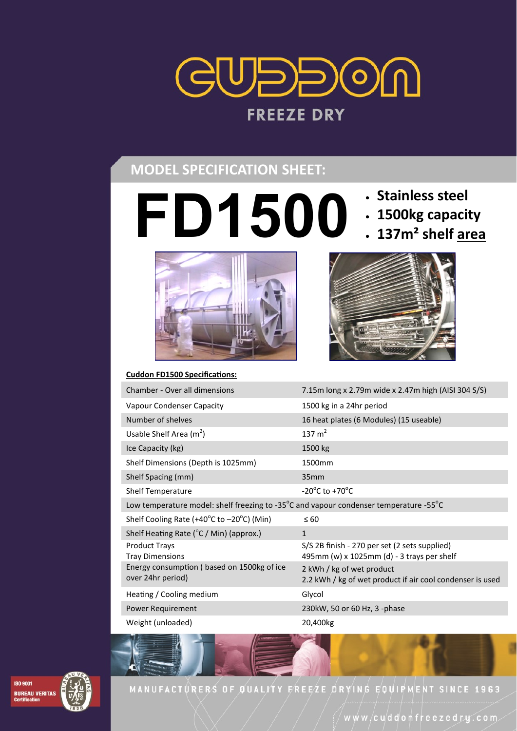# CUDDON

FREEZE DRY

## MODEL SPECIFICATION SHEET:

# FD1500

- **Stainless steel**
- **1500kg capacity**
- **137m² shelf area**

**Cuddon FD1500 Specifications:**

| | |
|---|---|
| Chamber - Over all dimensions | 7.15m long x 2.79m wide x 2.47m high (AISI 304 S/S) |
| Vapour Condenser Capacity | 1500 kg in a 24hr period |
| Number of shelves | 16 heat plates (6 Modules) (15 useable) |
| Usable Shelf Area ($m^2$) | 137 $m^2$ |
| Ice Capacity (kg) | 1500 kg |
| Shelf Dimensions (Depth is 1025mm) | 1500mm |
| Shelf Spacing (mm) | 35mm |
| Shelf Temperature | -20°C to +70°C |
| Low temperature model: shelf freezing to -35°C and vapour condenser temperature -55°C | |
| Shelf Cooling Rate (+40°C to –20°C) (Min) | ≤ 60 |
| Shelf Heating Rate (°C / Min) (approx.) | 1 |
| Product Trays<br>Tray Dimensions | S/S 2B finish - 270 per set (2 sets supplied)<br>495mm (w) x 1025mm (d) - 3 trays per shelf |
| Energy consumption ( based on 1500kg of ice over 24hr period) | 2 kWh / kg of wet product<br>2.2 kWh / kg of wet product if air cool condenser is used |
| Heating / Cooling medium | Glycol |
| Power Requirement | 230kW, 50 or 60 Hz, 3 -phase |
| Weight (unloaded) | 20,400kg |

MANUFACTURERS OF QUALITY FREEZE DRYING EQUIPMENT SINCE 1963

www.cuddonfreezedry.com

ISO 9001 BUREAU VERITAS Certification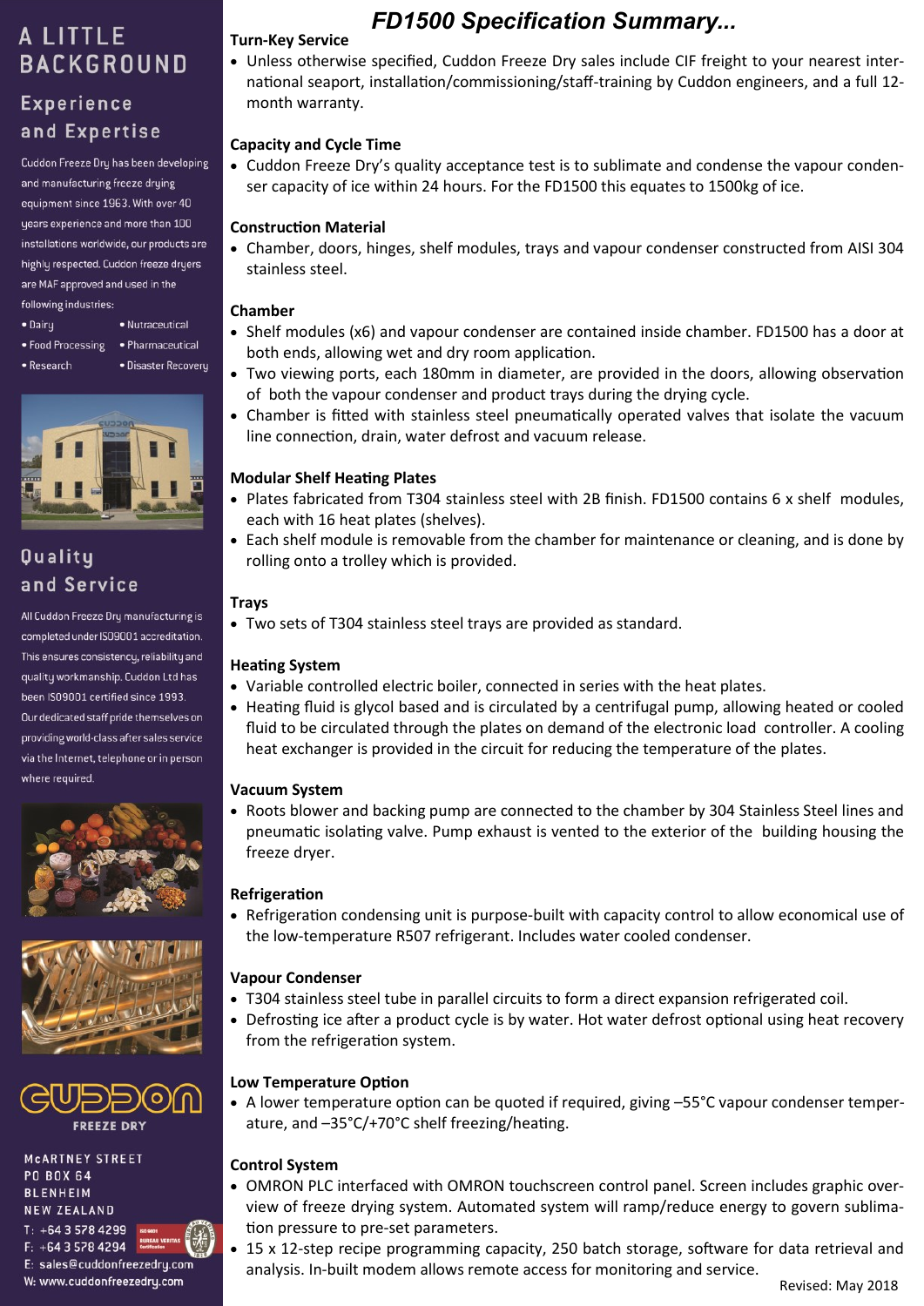# A LITTLE BACKGROUND

## Experience and Expertise

Cuddon Freeze Dry has been developing and manufacturing freeze drying equipment since 1963. With over 40 years experience and more than 100 installations worldwide, our products are highly respected. Cuddon freeze dryers are MAF approved and used in the following industries:

- Dairy
- Nutraceutical
- Food Processing
- Pharmaceutical
- Research
- Disaster Recovery

## Quality and Service

All Cuddon Freeze Dry manufacturing is completed under ISO9001 accreditation. This ensures consistency, reliability and quality workmanship. Cuddon Ltd has been ISO9001 certified since 1993. Our dedicated staff pride themselves on providing world-class after sales service via the Internet, telephone or in person where required.

CUDDON FREEZE DRY

McARTNEY STREET
PO BOX 64
BLENHEIM
NEW ZEALAND
T: +64 3 578 4299
F: +64 3 578 4294
E: sales@cuddonfreezedry.com
W: www.cuddonfreezedry.com

# *FD1500 Specification Summary...*

**Turn-Key Service**

- Unless otherwise specified, Cuddon Freeze Dry sales include CIF freight to your nearest international seaport, installation/commissioning/staff-training by Cuddon engineers, and a full 12-month warranty.

**Capacity and Cycle Time**

- Cuddon Freeze Dry's quality acceptance test is to sublimate and condense the vapour condenser capacity of ice within 24 hours. For the FD1500 this equates to 1500kg of ice.

**Construction Material**

- Chamber, doors, hinges, shelf modules, trays and vapour condenser constructed from AISI 304 stainless steel.

**Chamber**

- Shelf modules (x6) and vapour condenser are contained inside chamber. FD1500 has a door at both ends, allowing wet and dry room application.
- Two viewing ports, each 180mm in diameter, are provided in the doors, allowing observation of both the vapour condenser and product trays during the drying cycle.
- Chamber is fitted with stainless steel pneumatically operated valves that isolate the vacuum line connection, drain, water defrost and vacuum release.

**Modular Shelf Heating Plates**

- Plates fabricated from T304 stainless steel with 2B finish. FD1500 contains 6 x shelf modules, each with 16 heat plates (shelves).
- Each shelf module is removable from the chamber for maintenance or cleaning, and is done by rolling onto a trolley which is provided.

**Trays**

- Two sets of T304 stainless steel trays are provided as standard.

**Heating System**

- Variable controlled electric boiler, connected in series with the heat plates.
- Heating fluid is glycol based and is circulated by a centrifugal pump, allowing heated or cooled fluid to be circulated through the plates on demand of the electronic load controller. A cooling heat exchanger is provided in the circuit for reducing the temperature of the plates.

**Vacuum System**

- Roots blower and backing pump are connected to the chamber by 304 Stainless Steel lines and pneumatic isolating valve. Pump exhaust is vented to the exterior of the building housing the freeze dryer.

**Refrigeration**

- Refrigeration condensing unit is purpose-built with capacity control to allow economical use of the low-temperature R507 refrigerant. Includes water cooled condenser.

**Vapour Condenser**

- T304 stainless steel tube in parallel circuits to form a direct expansion refrigerated coil.
- Defrosting ice after a product cycle is by water. Hot water defrost optional using heat recovery from the refrigeration system.

**Low Temperature Option**

- A lower temperature option can be quoted if required, giving –55°C vapour condenser temperature, and –35°C/+70°C shelf freezing/heating.

**Control System**

- OMRON PLC interfaced with OMRON touchscreen control panel. Screen includes graphic overview of freeze drying system. Automated system will ramp/reduce energy to govern sublimation pressure to pre-set parameters.
- 15 x 12-step recipe programming capacity, 250 batch storage, software for data retrieval and analysis. In-built modem allows remote access for monitoring and service.

Revised: May 2018